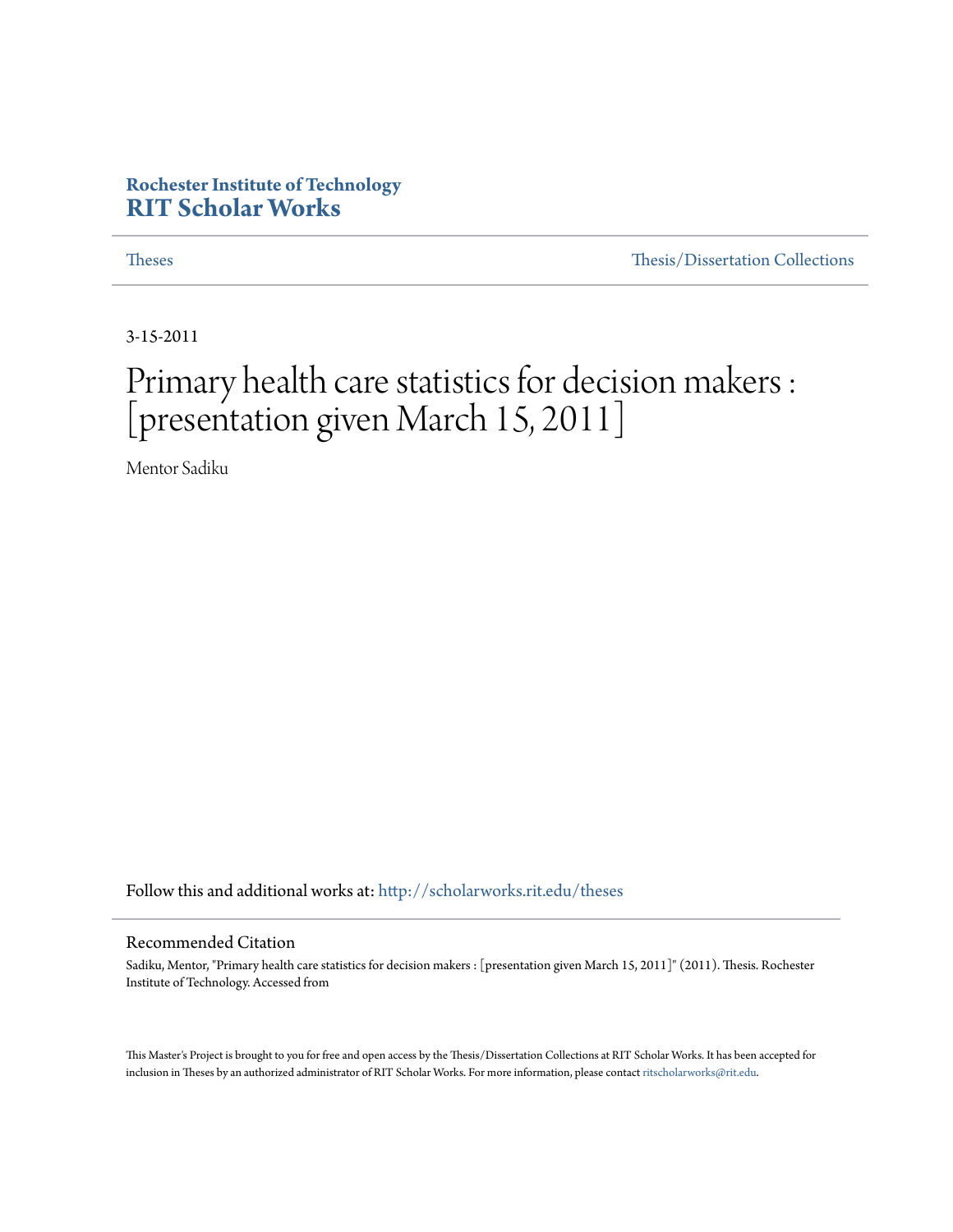**Rochester Institute of Technology**
**RIT Scholar Works**

Theses | Thesis/Dissertation Collections

3-15-2011

# Primary health care statistics for decision makers : [presentation given March 15, 2011]

Mentor Sadiku

Follow this and additional works at: http://scholarworks.rit.edu/theses

## Recommended Citation

Sadiku, Mentor, "Primary health care statistics for decision makers : [presentation given March 15, 2011]" (2011). Thesis. Rochester Institute of Technology. Accessed from

This Master's Project is brought to you for free and open access by the Thesis/Dissertation Collections at RIT Scholar Works. It has been accepted for inclusion in Theses by an authorized administrator of RIT Scholar Works. For more information, please contact ritscholarworks@rit.edu.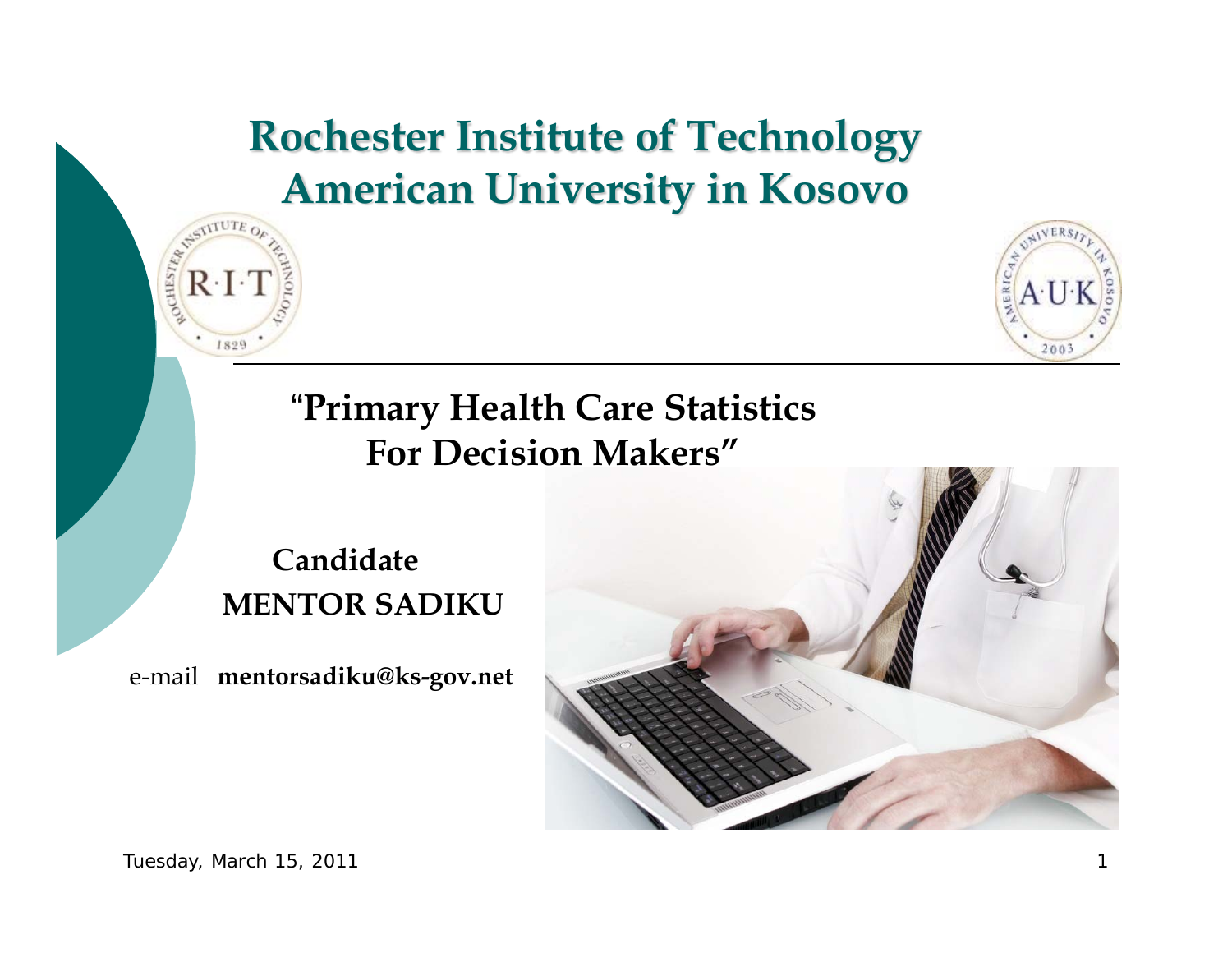# Rochester Institute of Technology
# American University in Kosovo

## "Primary Health Care Statistics For Decision Makers"

**Candidate**

**MENTOR SADIKU**

e-mail **mentorsadiku@ks-gov.net**

Tuesday, March 15, 2011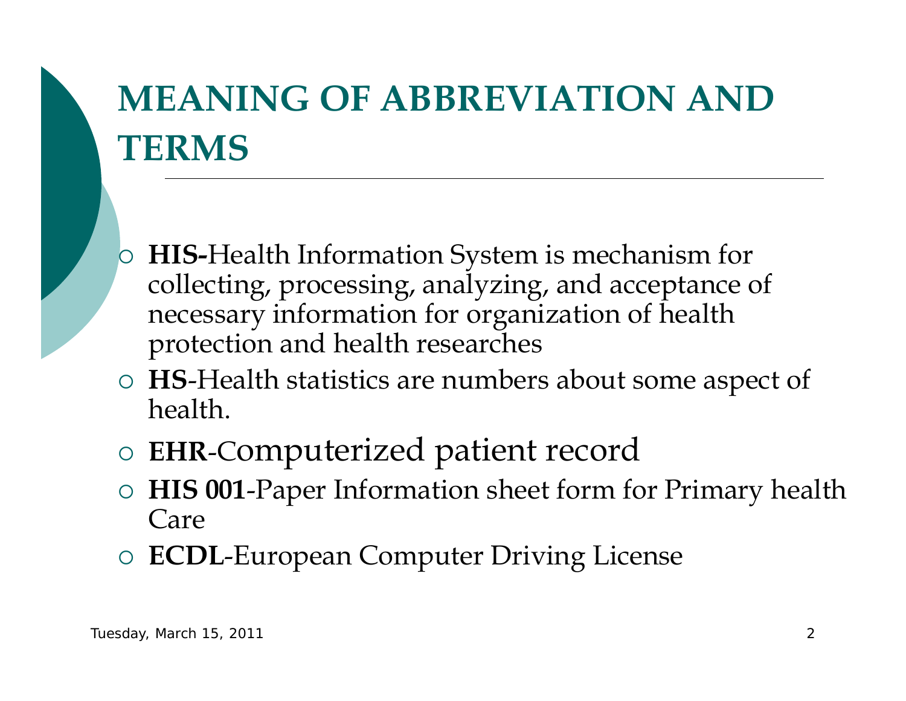# MEANING OF ABBREVIATION AND TERMS

- **HIS-**Health Information System is mechanism for collecting, processing, analyzing, and acceptance of necessary information for organization of health protection and health researches
- **HS**-Health statistics are numbers about some aspect of health.
- **EHR**-Computerized patient record
- **HIS 001**-Paper Information sheet form for Primary health Care
- **ECDL**-European Computer Driving License

Tuesday, March 15, 2011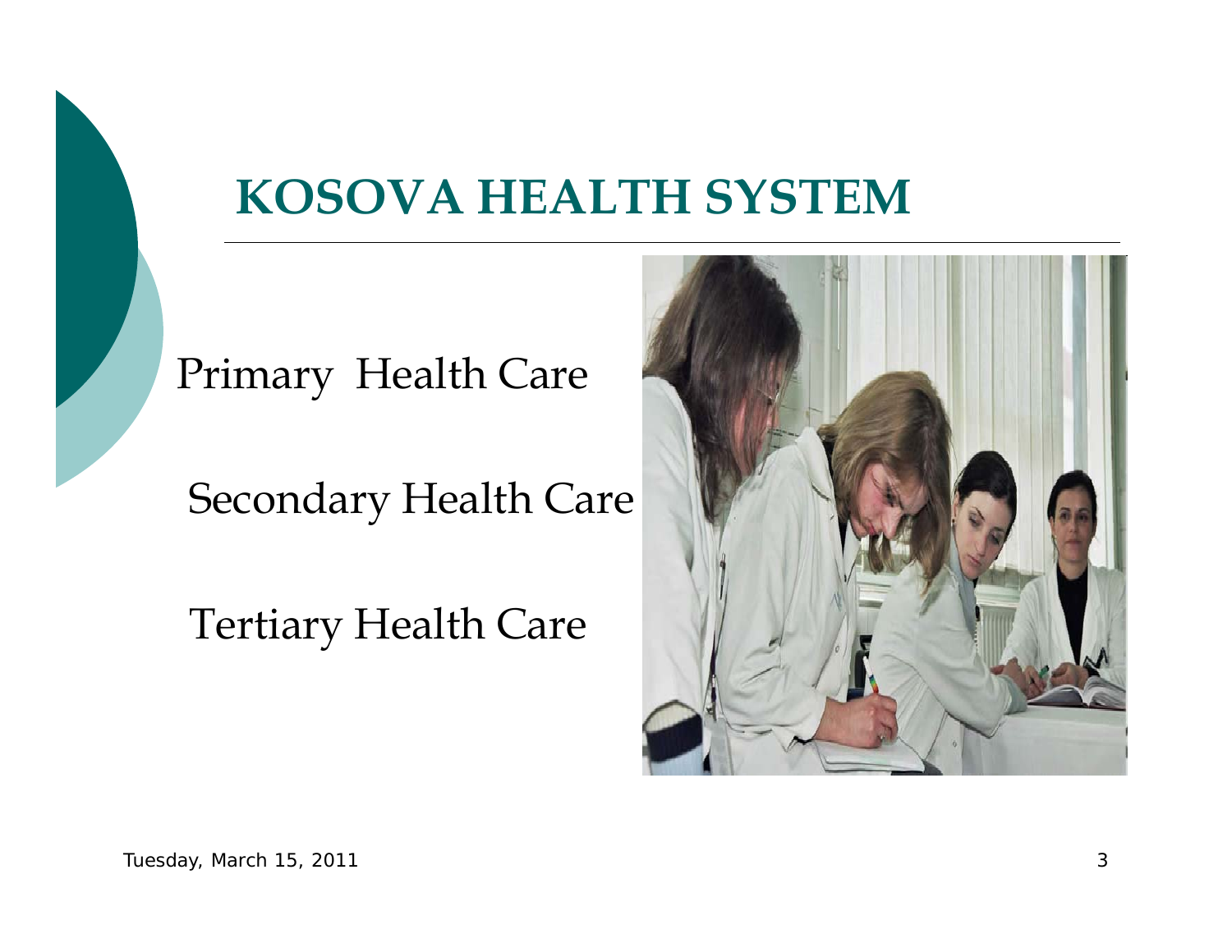# KOSOVA HEALTH SYSTEM

Primary Health Care

Secondary Health Care

Tertiary Health Care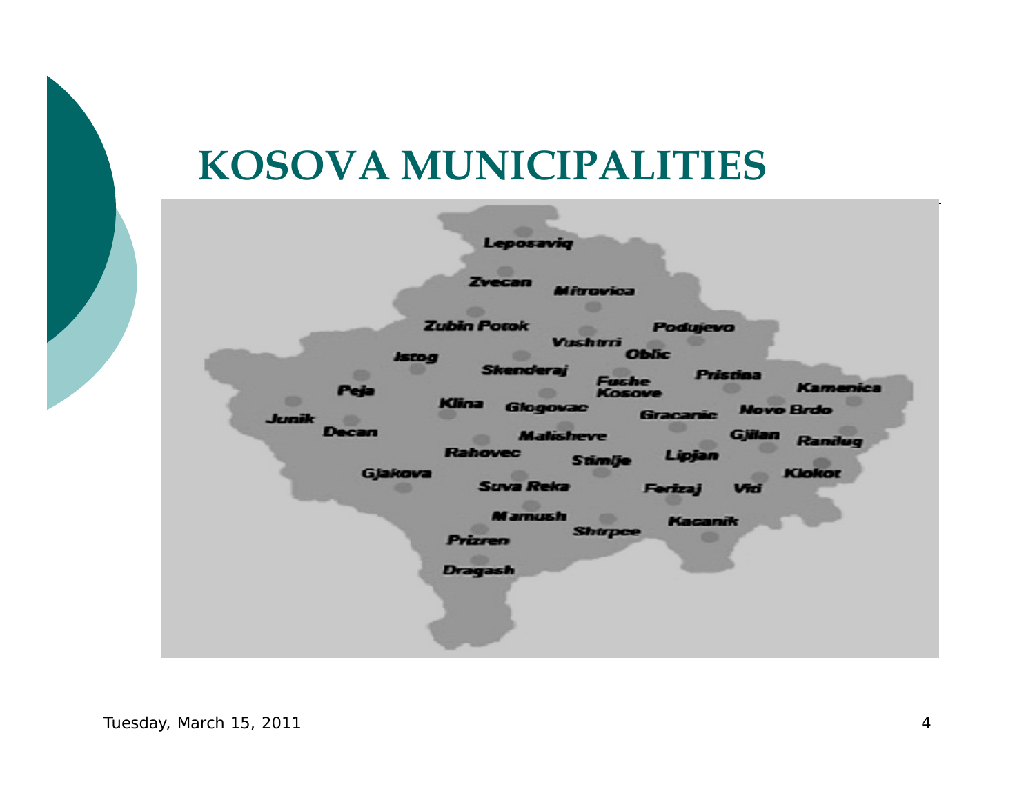# KOSOVA MUNICIPALITIES

Leposaviq

Zvecan

Mitrovica

Zubin Potok

Podujevo

Vushtrri

Istog

Oblic

Skenderaj

Fushe Kosove

Pristina

Kamenica

Peja

Klina

Glogovac

Junik

Gracanic

Novo Brdo

Decan

Malisheve

Gjilan

Ranilug

Rahovec

Stimlje

Lipjan

Klokot

Gjakova

Suva Reka

Ferizaj

Viti

Mamush

Kacanik

Shtrpce

Prizren

Dragash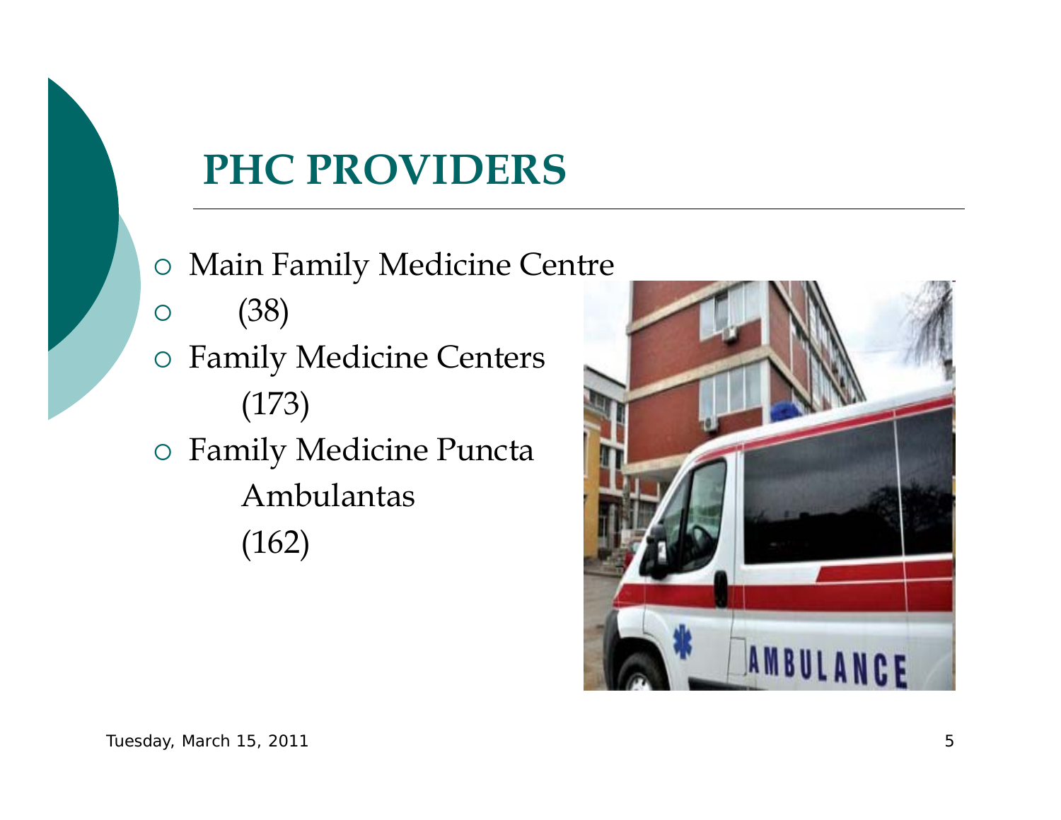## PHC PROVIDERS

- Main Family Medicine Centre
- (38)
- Family Medicine Centers
  (173)
- Family Medicine Puncta
  Ambulantas
  (162)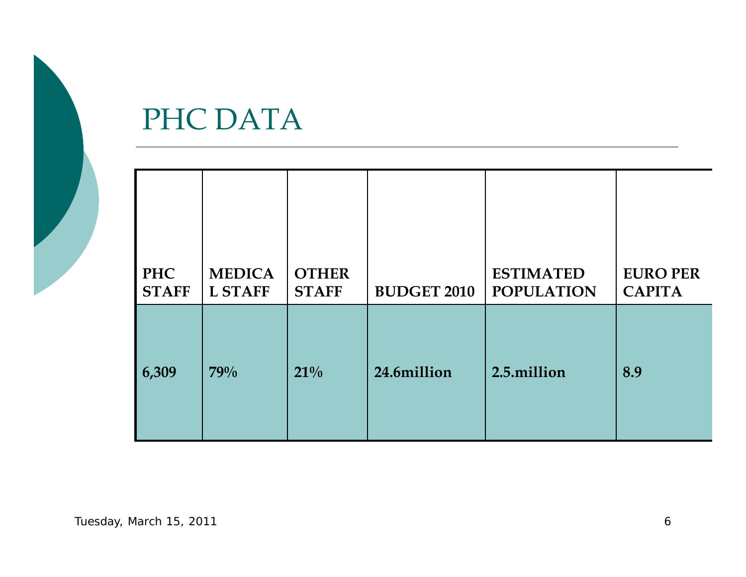# PHC DATA

| PHC STAFF | MEDICAL STAFF | OTHER STAFF | BUDGET 2010 | ESTIMATED POPULATION | EURO PER CAPITA |
|---|---|---|---|---|---|
| 6,309 | 79% | 21% | 24.6million | 2.5.million | 8.9 |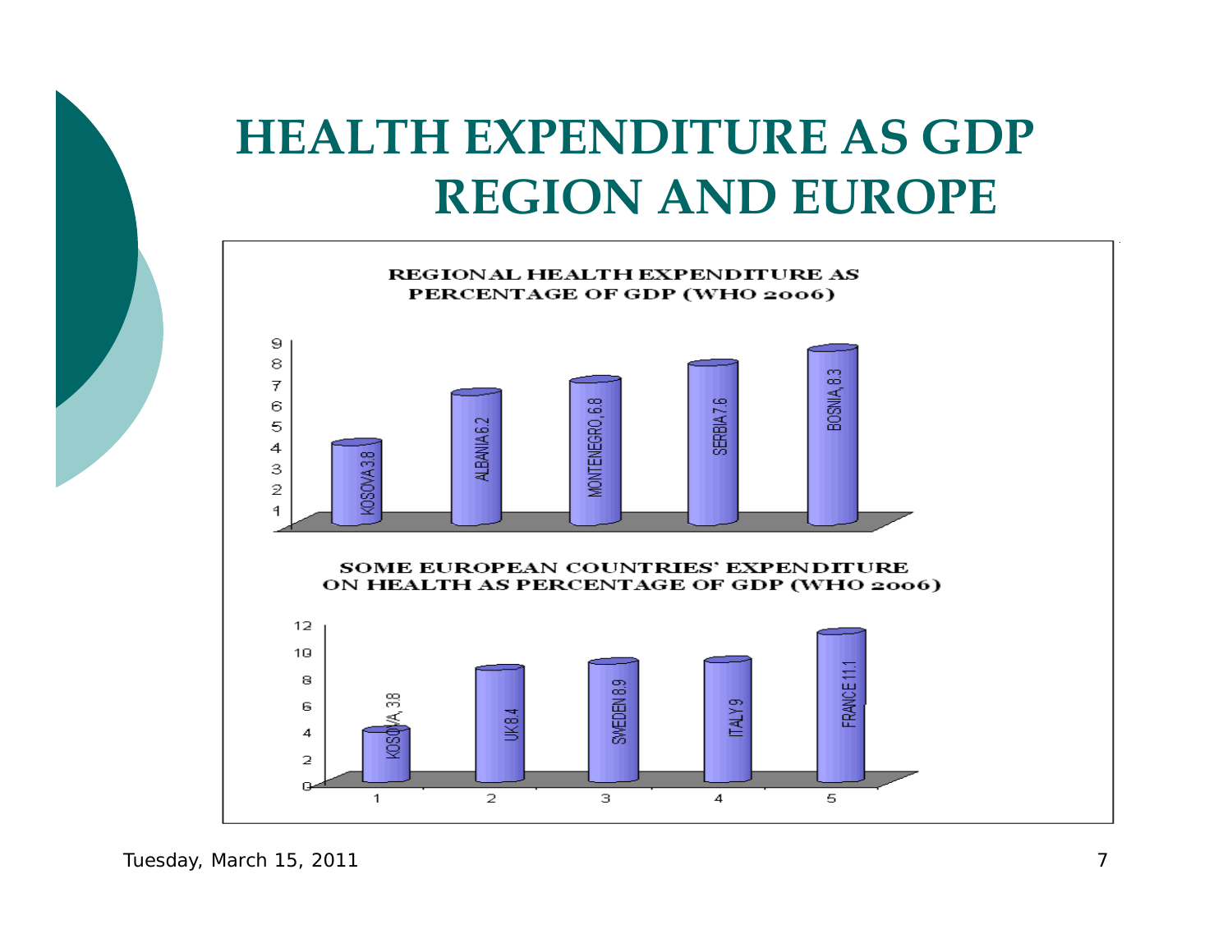# HEALTH EXPENDITURE AS GDP REGION AND EUROPE

**REGIONAL HEALTH EXPENDITURE AS PERCENTAGE OF GDP (WHO 2006)**

| Country | % of GDP |
|---|---|
| KOSOVA | 3.8 |
| ALBANIA | 6.2 |
| MONTENEGRO | 6.8 |
| SERBIA | 7.6 |
| BOSNIA | 8.3 |

**SOME EUROPEAN COUNTRIES' EXPENDITURE ON HEALTH AS PERCENTAGE OF GDP (WHO 2006)**

| | Country | % of GDP |
|---|---|---|
| 1 | KOSOVA | 3.8 |
| 2 | UK | 8.4 |
| 3 | SWEDEN | 8.9 |
| 4 | ITALY | 9 |
| 5 | FRANCE | 11.1 |

Tuesday, March 15, 2011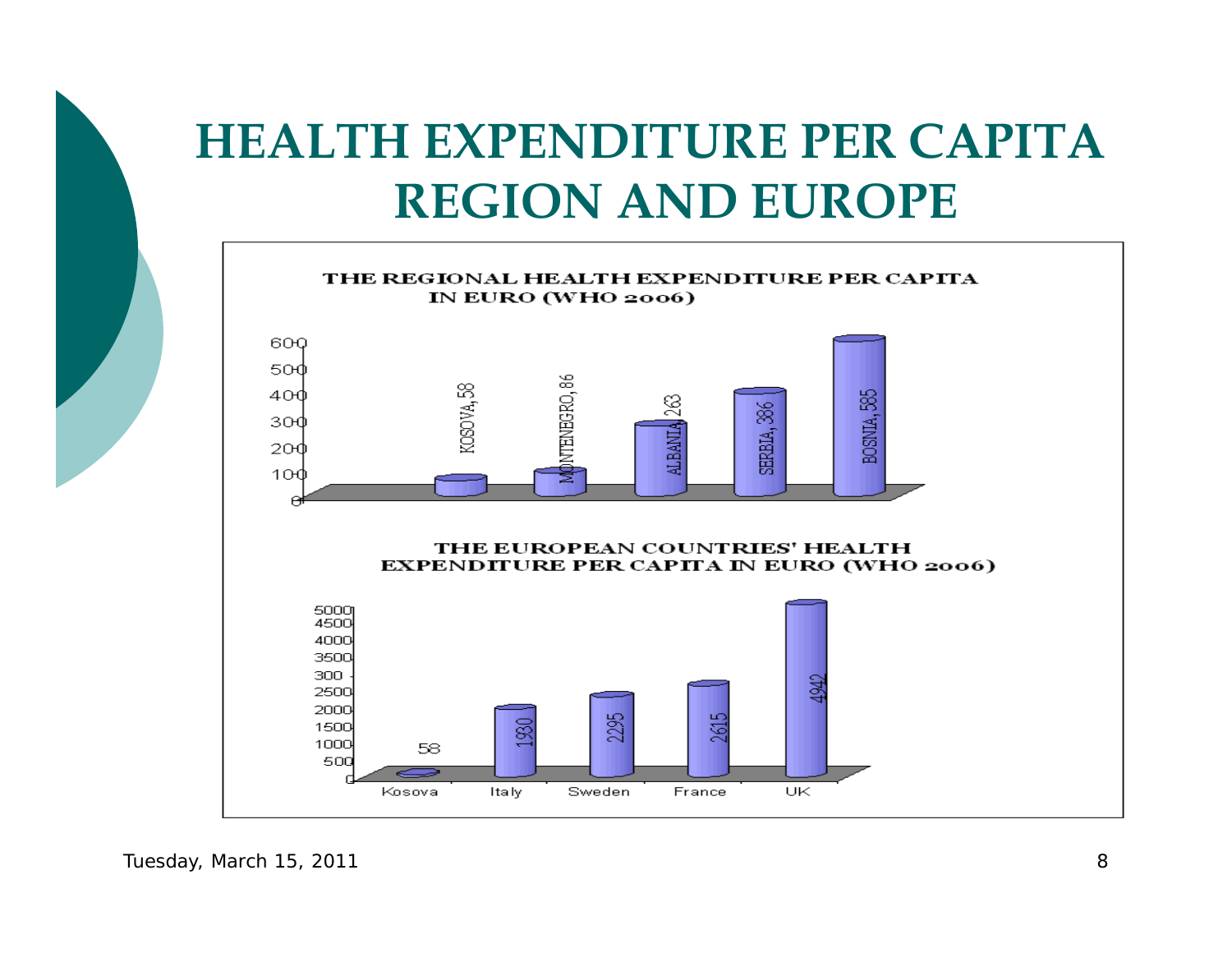# HEALTH EXPENDITURE PER CAPITA REGION AND EUROPE

**THE REGIONAL HEALTH EXPENDITURE PER CAPITA IN EURO (WHO 2006)**

| Country | Euro |
|---|---|
| KOSOVA | 58 |
| MONTENEGRO | 86 |
| ALBANIA | 263 |
| SERBIA | 386 |
| BOSNIA | 585 |

**THE EUROPEAN COUNTRIES' HEALTH EXPENDITURE PER CAPITA IN EURO (WHO 2006)**

| Country | Euro |
|---|---|
| Kosova | 58 |
| Italy | 1930 |
| Sweden | 2295 |
| France | 2615 |
| UK | 4942 |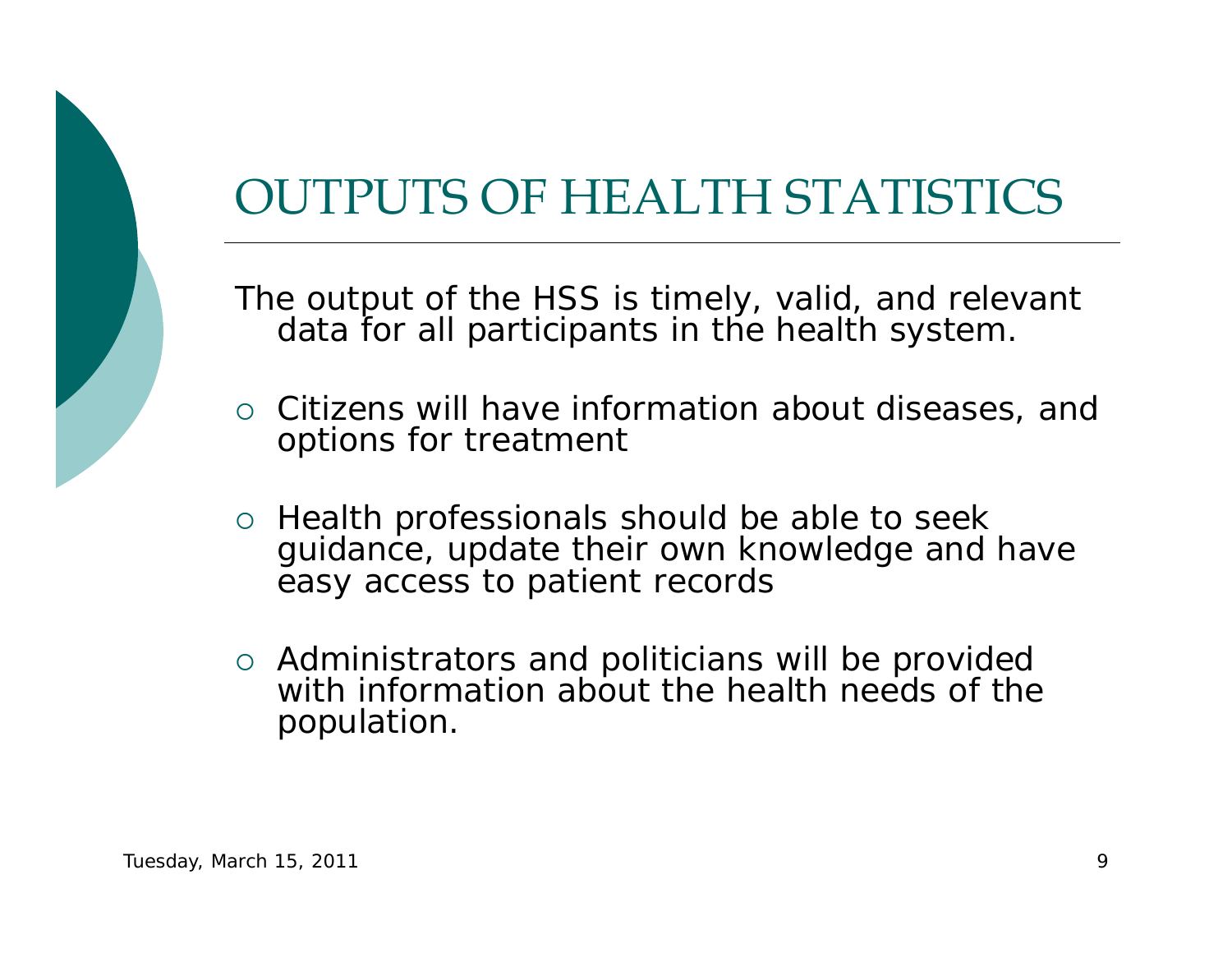# OUTPUTS OF HEALTH STATISTICS

The output of the HSS is timely, valid, and relevant data for all participants in the health system.

- Citizens will have information about diseases, and options for treatment
- Health professionals should be able to seek guidance, update their own knowledge and have easy access to patient records
- Administrators and politicians will be provided with information about the health needs of the population.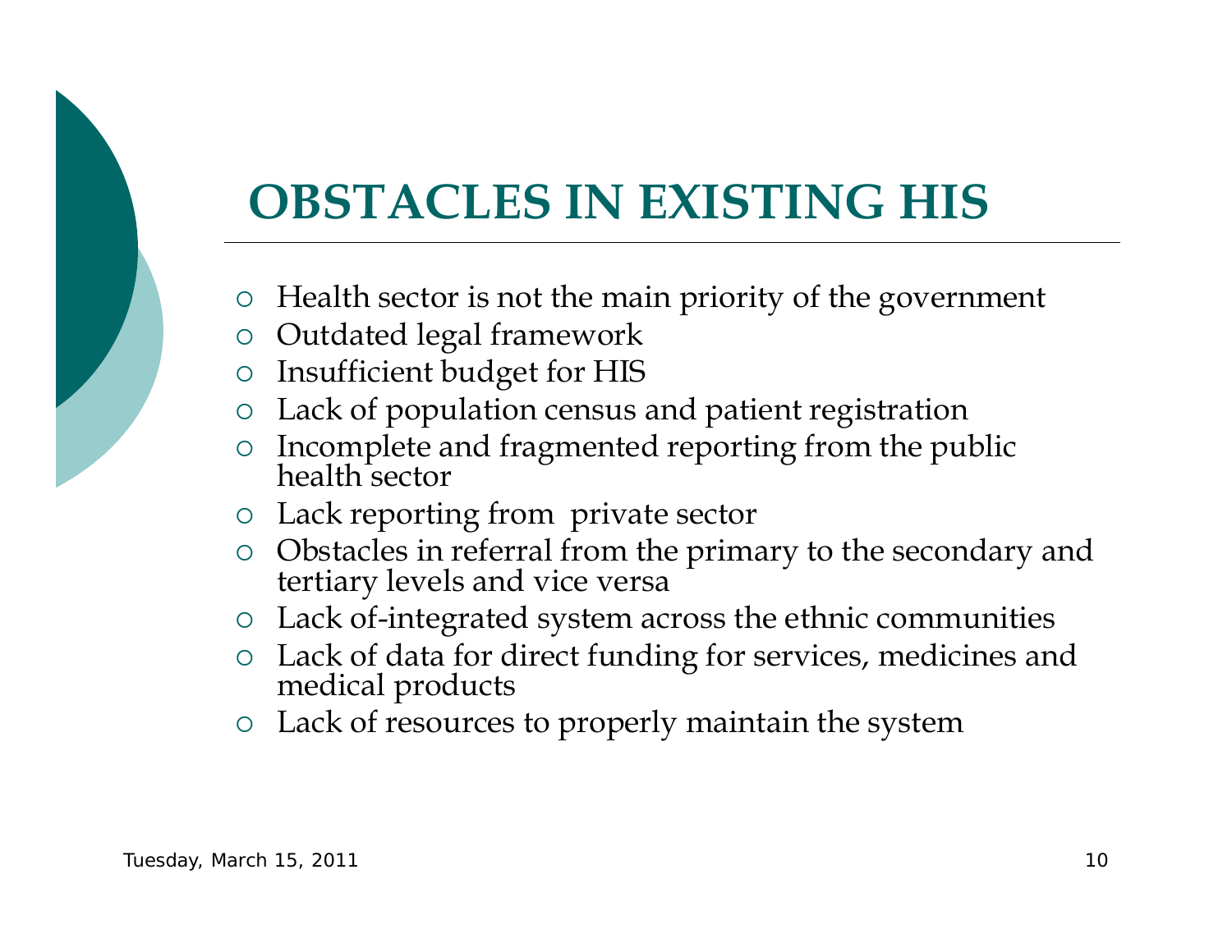# OBSTACLES IN EXISTING HIS

- Health sector is not the main priority of the government
- Outdated legal framework
- Insufficient budget for HIS
- Lack of population census and patient registration
- Incomplete and fragmented reporting from the public health sector
- Lack reporting from private sector
- Obstacles in referral from the primary to the secondary and tertiary levels and vice versa
- Lack of-integrated system across the ethnic communities
- Lack of data for direct funding for services, medicines and medical products
- Lack of resources to properly maintain the system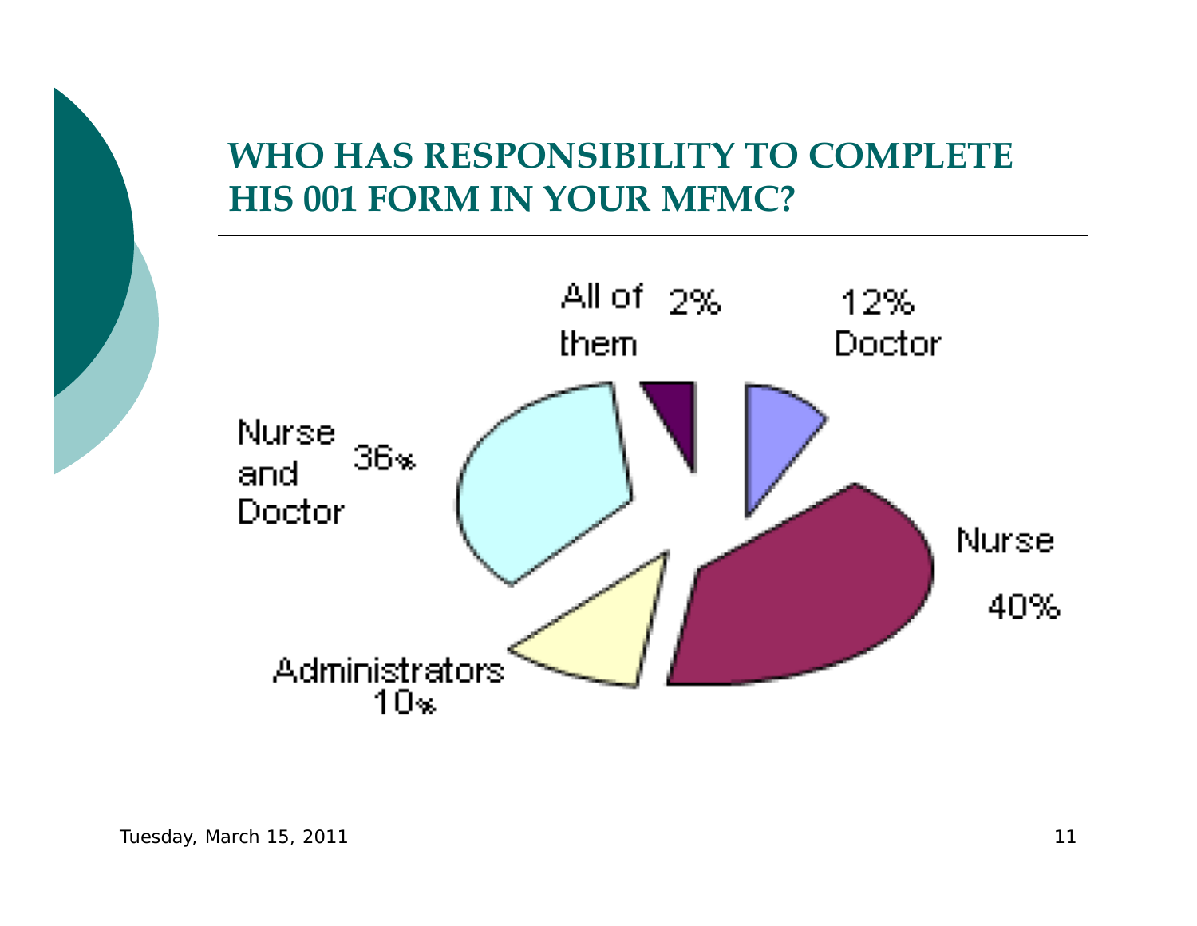# WHO HAS RESPONSIBILITY TO COMPLETE HIS 001 FORM IN YOUR MFMC?

| Responsibility | Percentage |
|---|---|
| All of them | 2% |
| Doctor | 12% |
| Nurse | 40% |
| Administrators | 10% |
| Nurse and Doctor | 36% |

Tuesday, March 15, 2011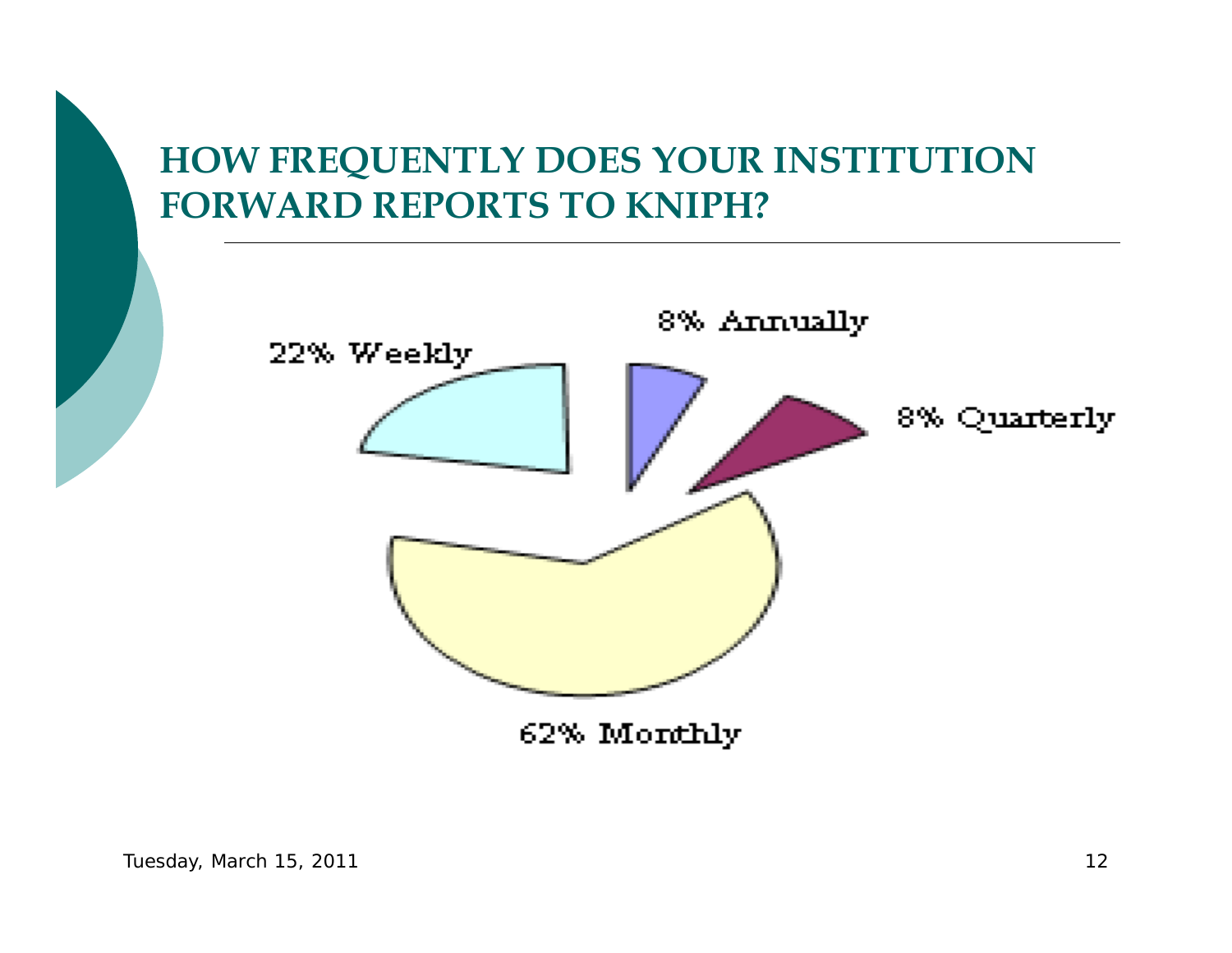# HOW FREQUENTLY DOES YOUR INSTITUTION FORWARD REPORTS TO KNIPH?

8% Annually

22% Weekly

8% Quarterly

62% Monthly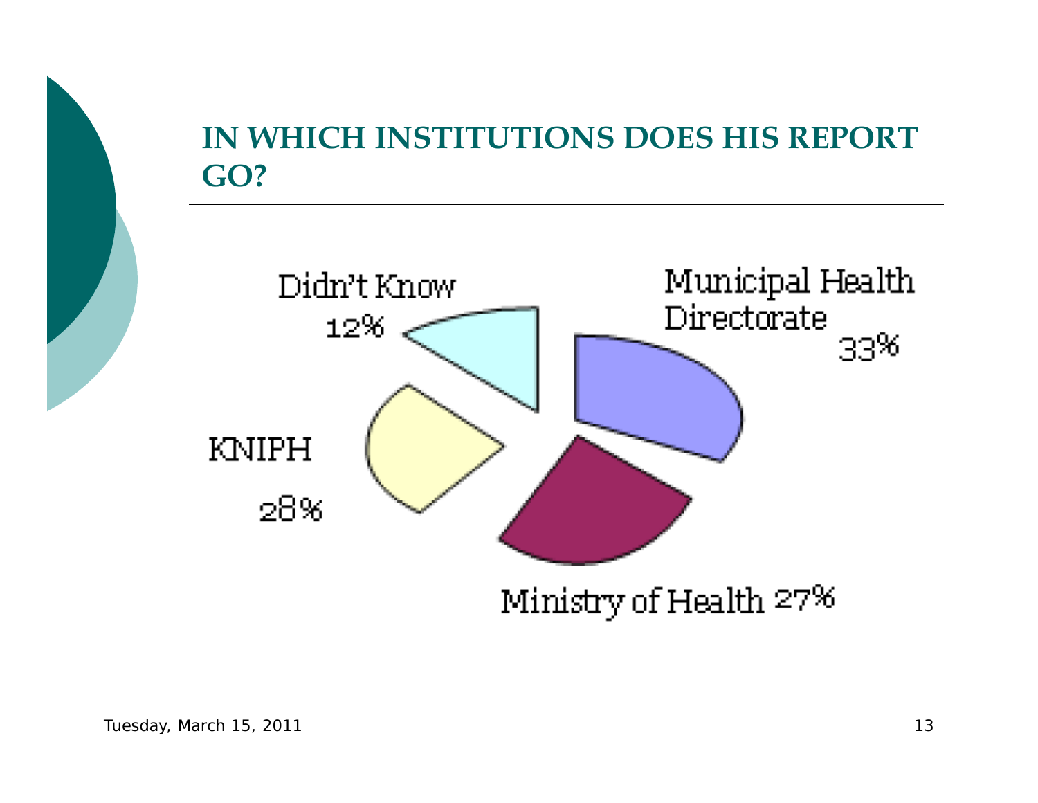# IN WHICH INSTITUTIONS DOES HIS REPORT GO?

| Institution | Percentage |
|---|---|
| Municipal Health Directorate | 33% |
| KNIPH | 28% |
| Ministry of Health | 27% |
| Didn't Know | 12% |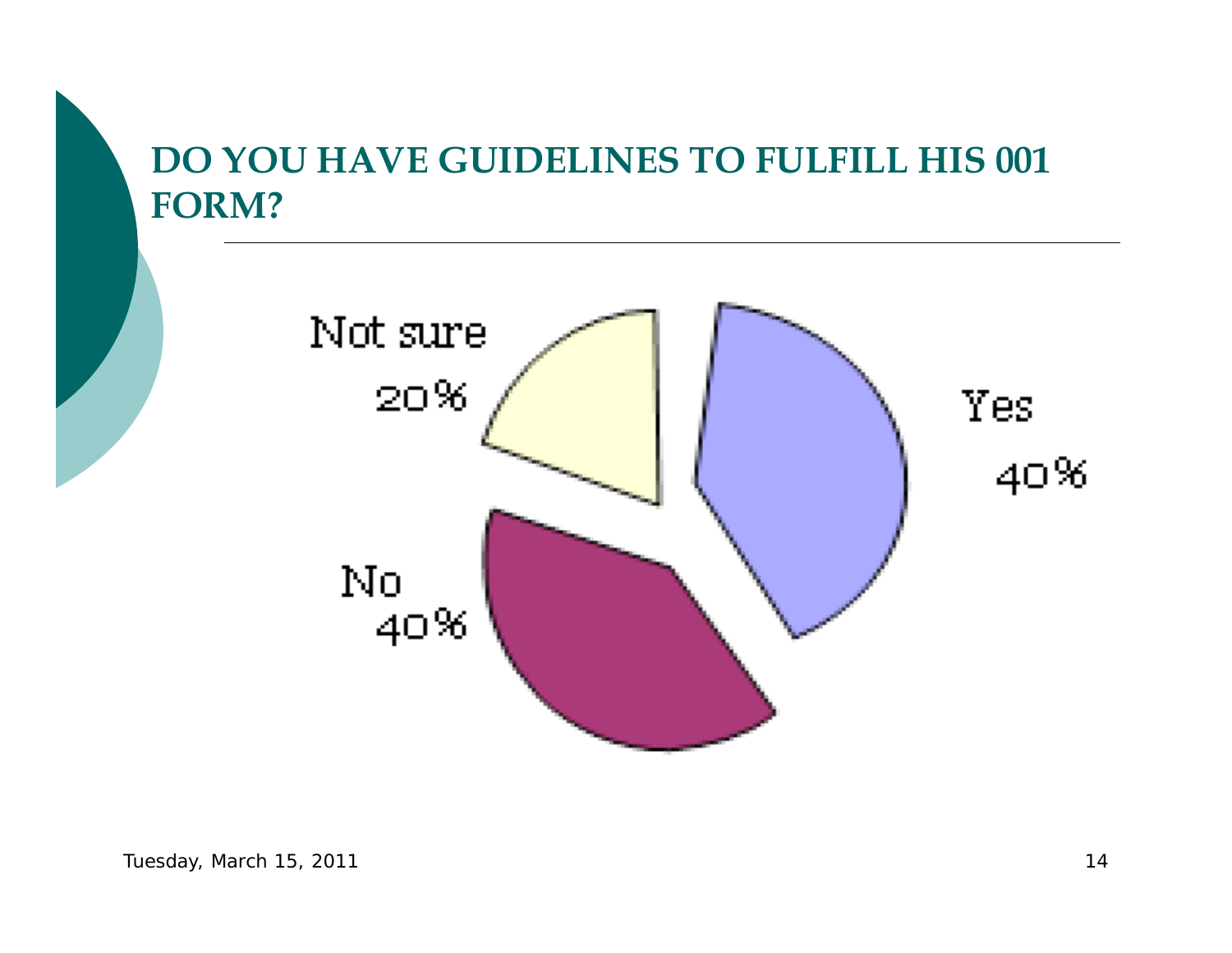# DO YOU HAVE GUIDELINES TO FULFILL HIS 001 FORM?

Not sure 20%

Yes 40%

No 40%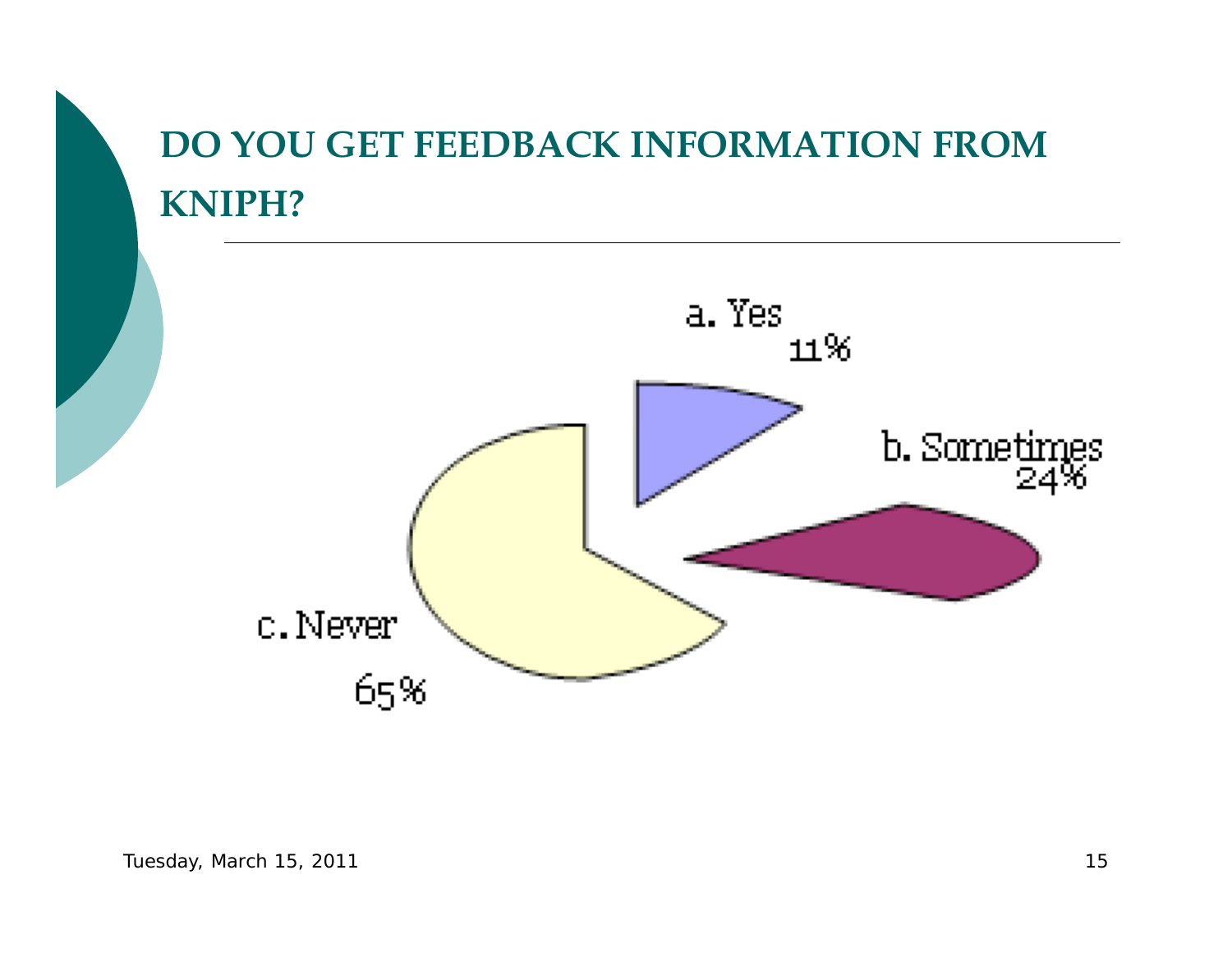# DO YOU GET FEEDBACK INFORMATION FROM KNIPH?

a. Yes 11%

b. Sometimes 24%

c. Never 65%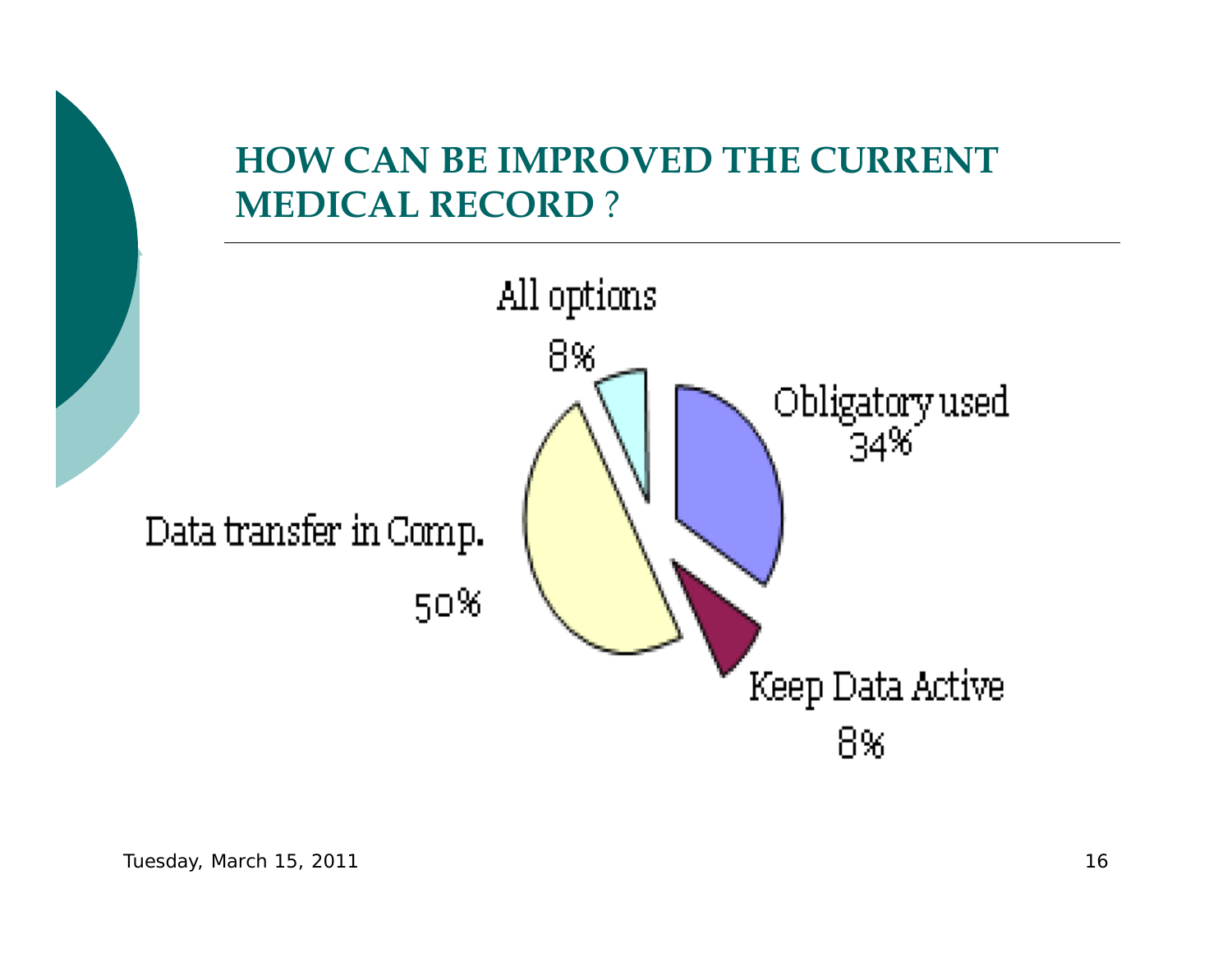## HOW CAN BE IMPROVED THE CURRENT MEDICAL RECORD ?

All options
8%

Obligatory used
34%

Data transfer in Comp.
50%

Keep Data Active
8%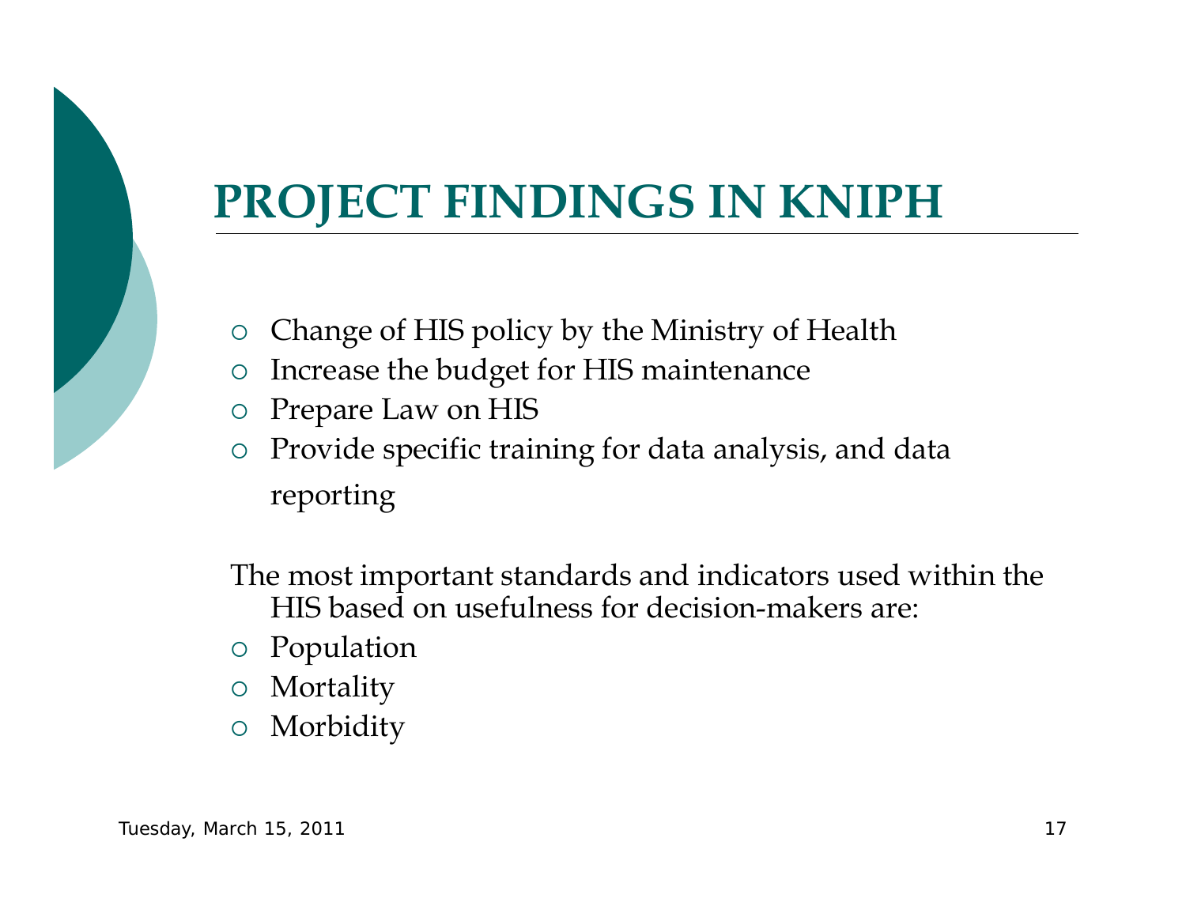# PROJECT FINDINGS IN KNIPH

- Change of HIS policy by the Ministry of Health
- Increase the budget for HIS maintenance
- Prepare Law on HIS
- Provide specific training for data analysis, and data reporting

The most important standards and indicators used within the HIS based on usefulness for decision-makers are:

- Population
- Mortality
- Morbidity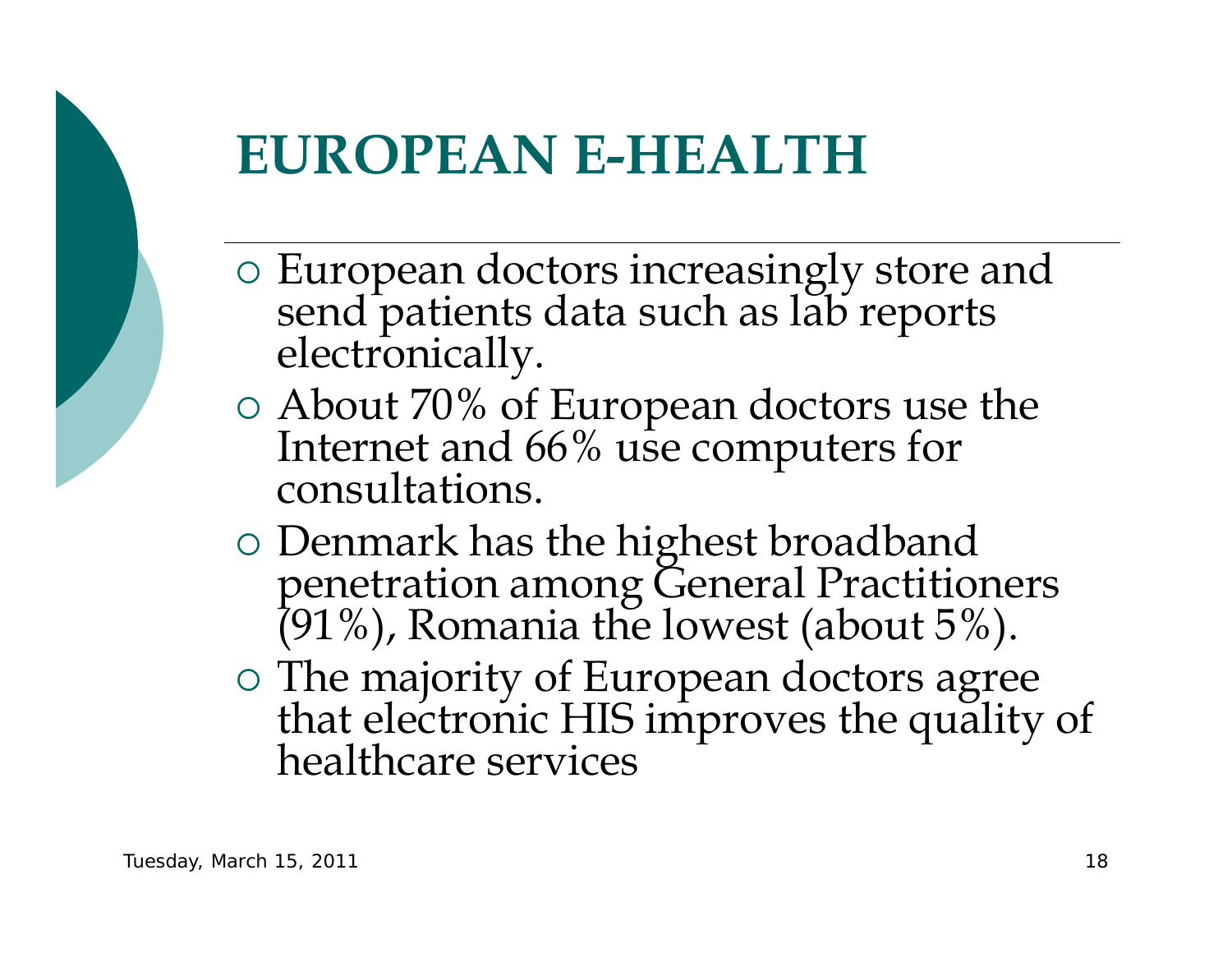# EUROPEAN E-HEALTH

- European doctors increasingly store and send patients data such as lab reports electronically.
- About 70% of European doctors use the Internet and 66% use computers for consultations.
- Denmark has the highest broadband penetration among General Practitioners (91%), Romania the lowest (about 5%).
- The majority of European doctors agree that electronic HIS improves the quality of healthcare services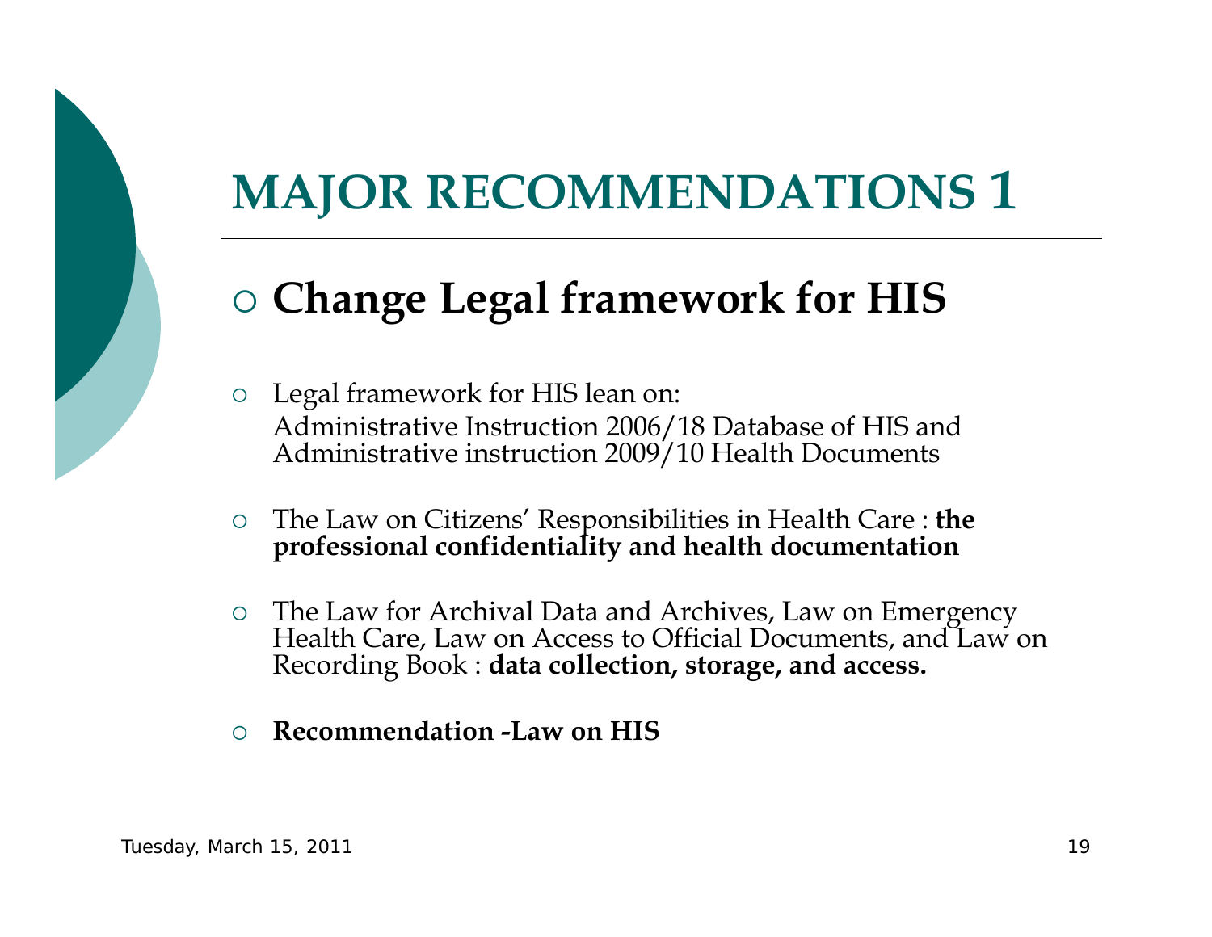# MAJOR RECOMMENDATIONS 1

## Change Legal framework for HIS

- Legal framework for HIS lean on:
  Administrative Instruction 2006/18 Database of HIS and Administrative instruction 2009/10 Health Documents
- The Law on Citizens' Responsibilities in Health Care : **the professional confidentiality and health documentation**
- The Law for Archival Data and Archives, Law on Emergency Health Care, Law on Access to Official Documents, and Law on Recording Book : **data collection, storage, and access.**
- **Recommendation -Law on HIS**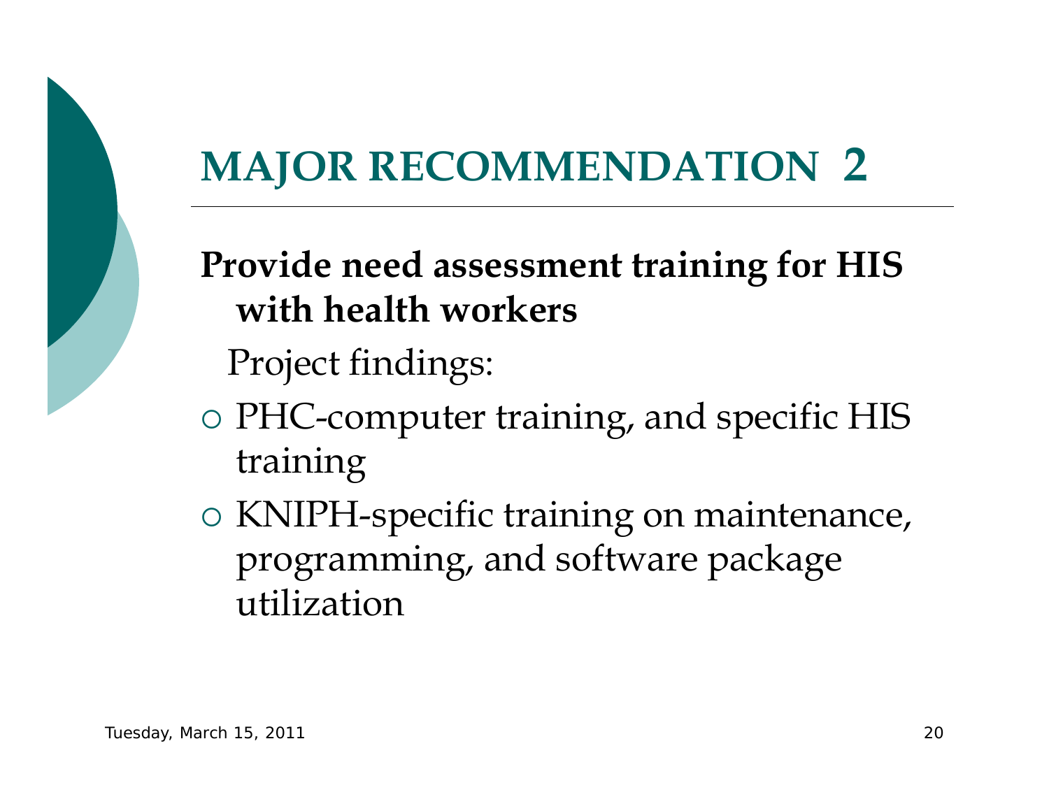# MAJOR RECOMMENDATION 2

**Provide need assessment training for HIS with health workers**

Project findings:

- PHC-computer training, and specific HIS training
- KNIPH-specific training on maintenance, programming, and software package utilization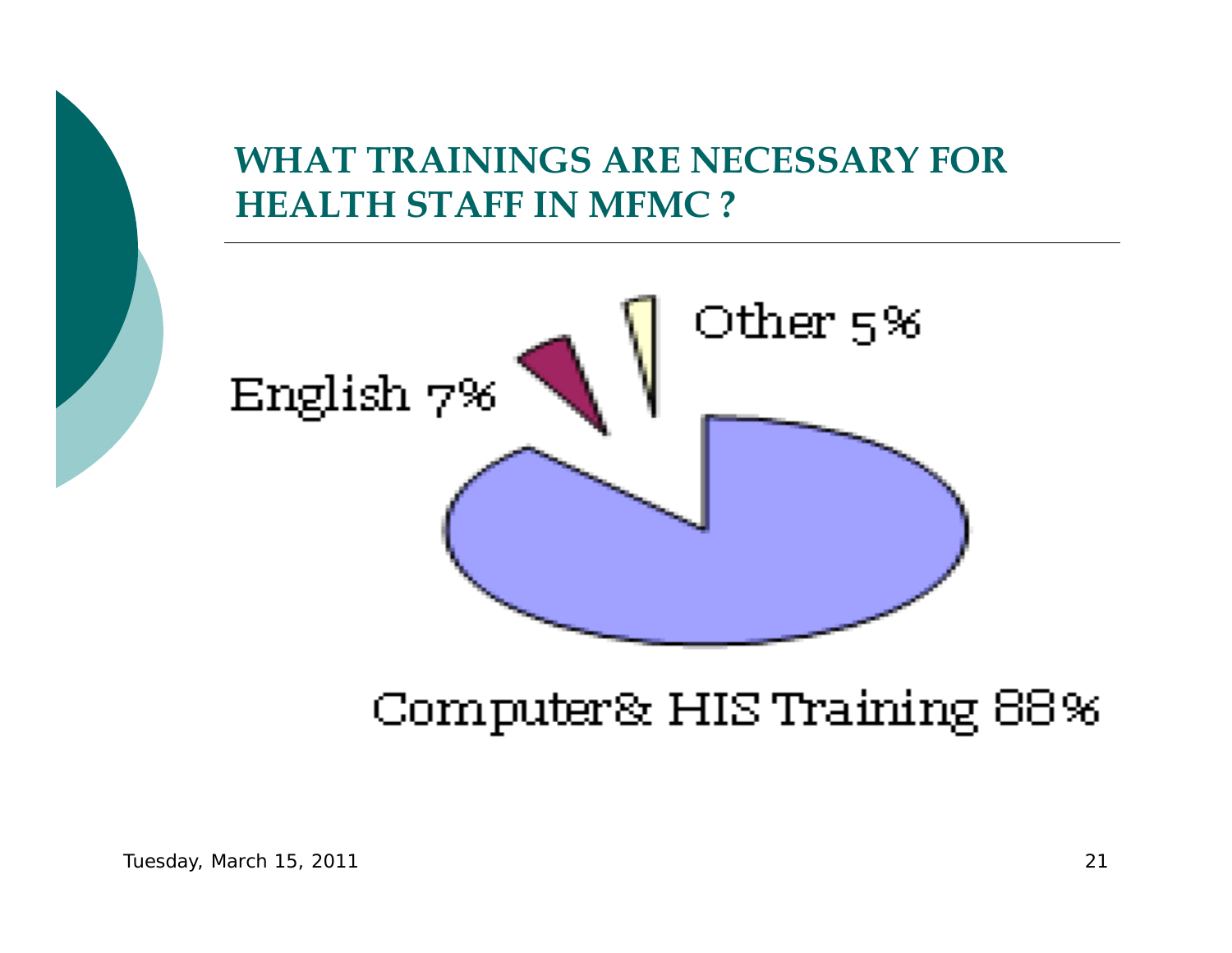## WHAT TRAININGS ARE NECESSARY FOR HEALTH STAFF IN MFMC ?

Other 5%

English 7%

Computer& HIS Training 88%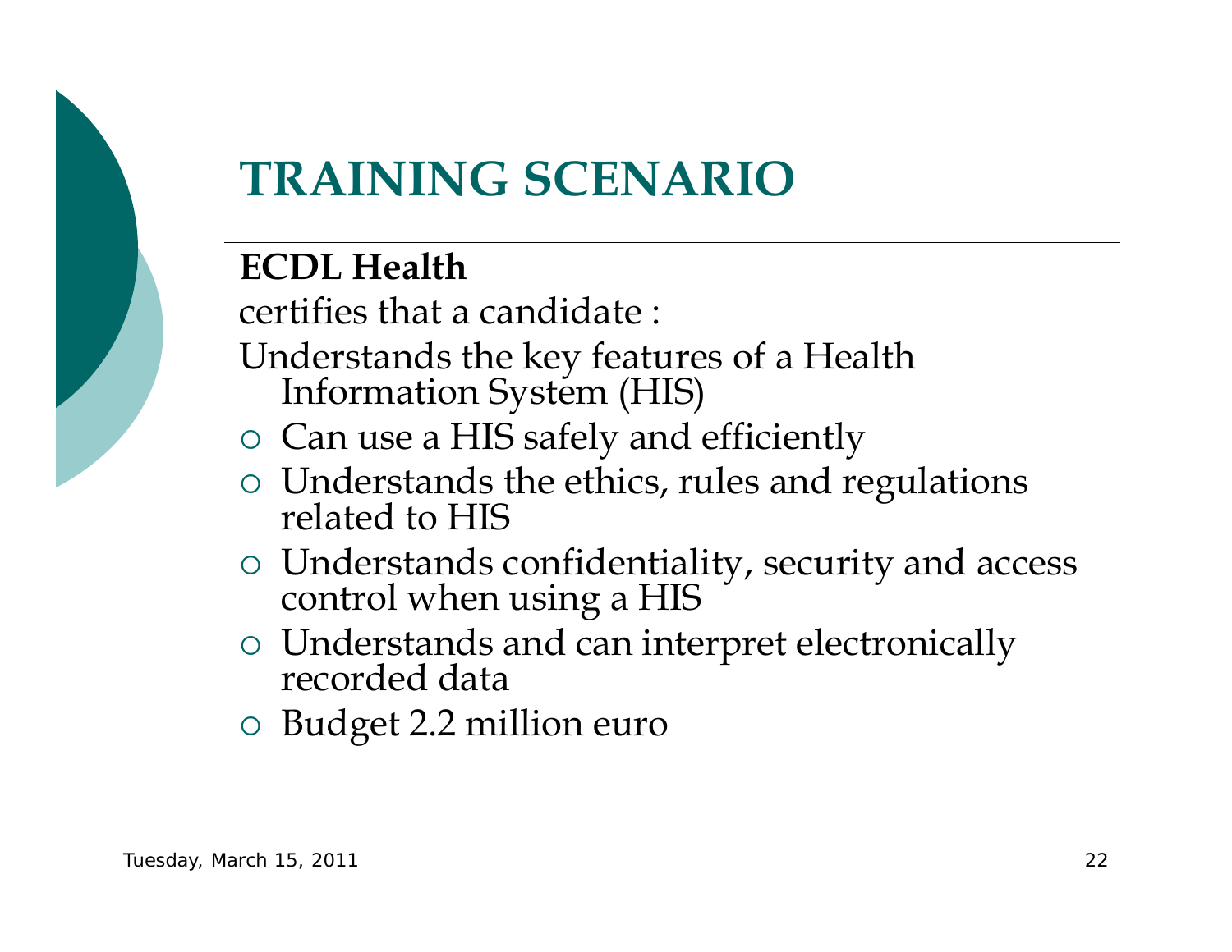# TRAINING SCENARIO

**ECDL Health**

certifies that a candidate :

Understands the key features of a Health Information System (HIS)

- Can use a HIS safely and efficiently
- Understands the ethics, rules and regulations related to HIS
- Understands confidentiality, security and access control when using a HIS
- Understands and can interpret electronically recorded data
- Budget 2.2 million euro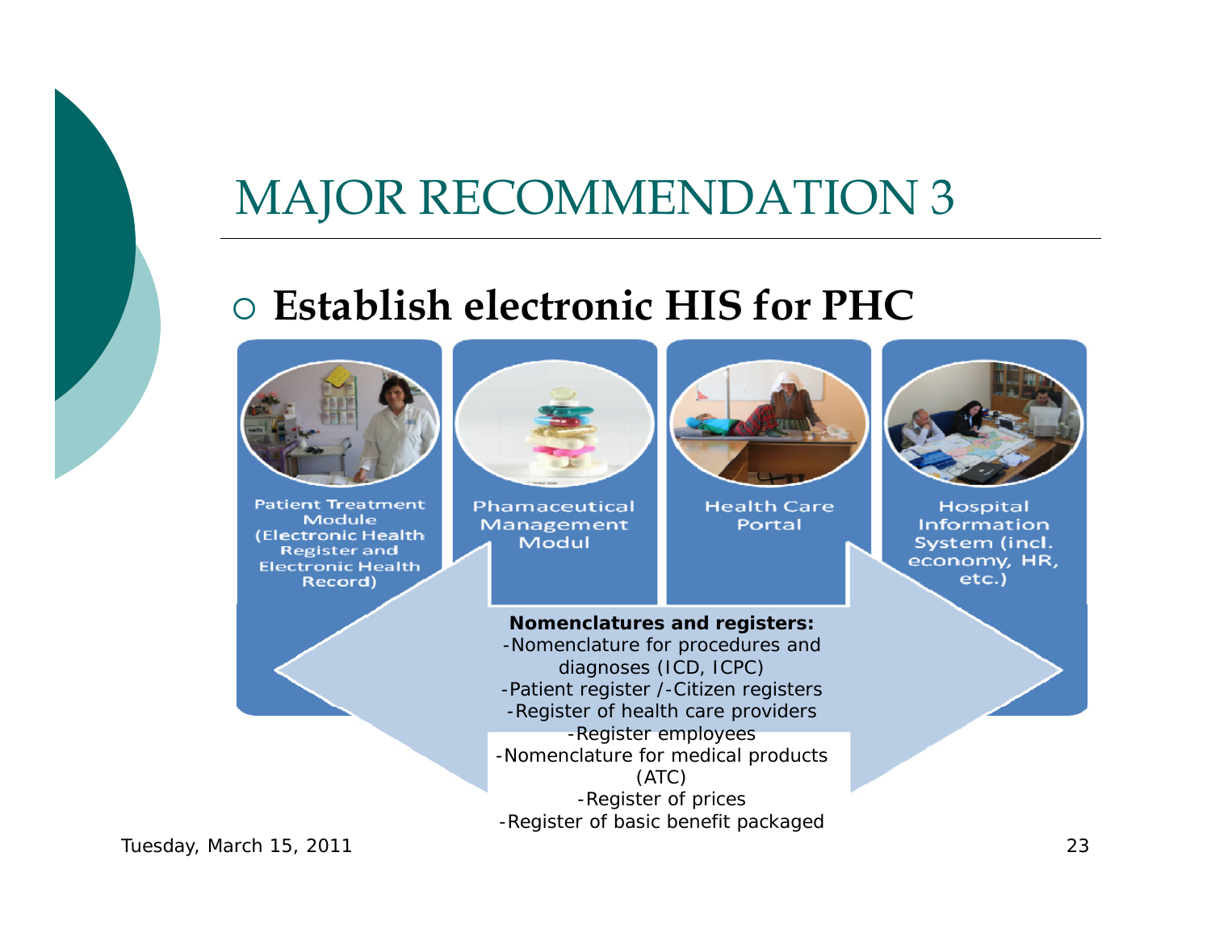# MAJOR RECOMMENDATION 3

- **Establish electronic HIS for PHC**

Patient Treatment Module (Electronic Health Register and Electronic Health Record)

Phamaceutical Management Modul

Health Care Portal

Hospital Information System (incl. economy, HR, etc.)

**Nomenclatures and registers:**

-Nomenclature for procedures and diagnoses (ICD, ICPC)
-Patient register /-Citizen registers
-Register of health care providers
-Register employees
-Nomenclature for medical products (ATC)
-Register of prices
-Register of basic benefit packaged

Tuesday, March 15, 2011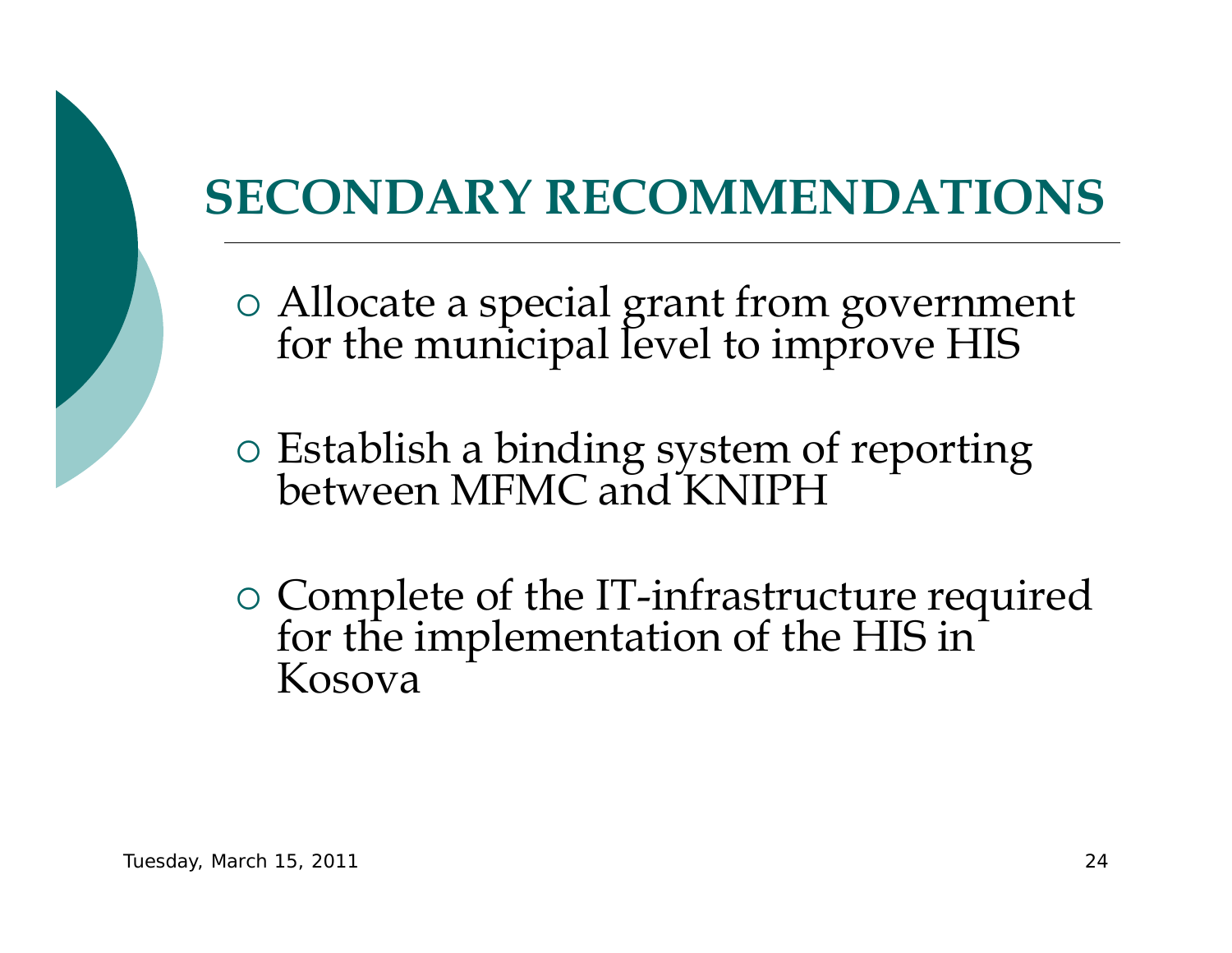# SECONDARY RECOMMENDATIONS

- Allocate a special grant from government for the municipal level to improve HIS
- Establish a binding system of reporting between MFMC and KNIPH
- Complete of the IT-infrastructure required for the implementation of the HIS in Kosova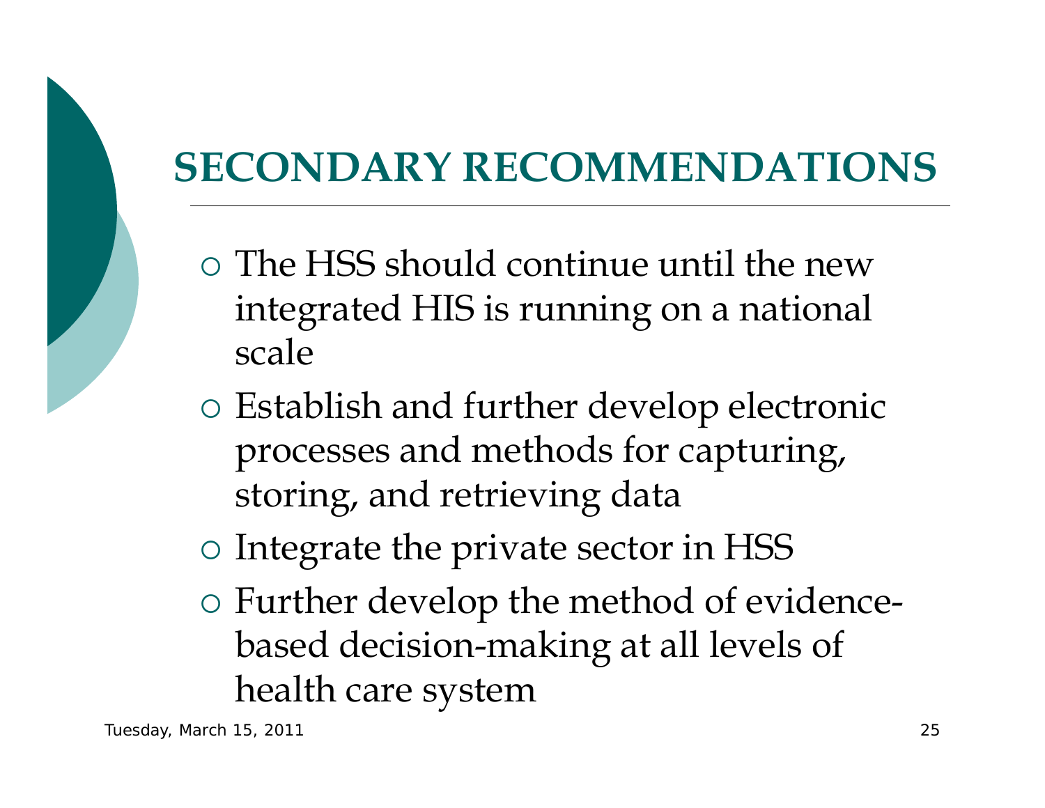# SECONDARY RECOMMENDATIONS

- The HSS should continue until the new integrated HIS is running on a national scale
- Establish and further develop electronic processes and methods for capturing, storing, and retrieving data
- Integrate the private sector in HSS
- Further develop the method of evidence-based decision-making at all levels of health care system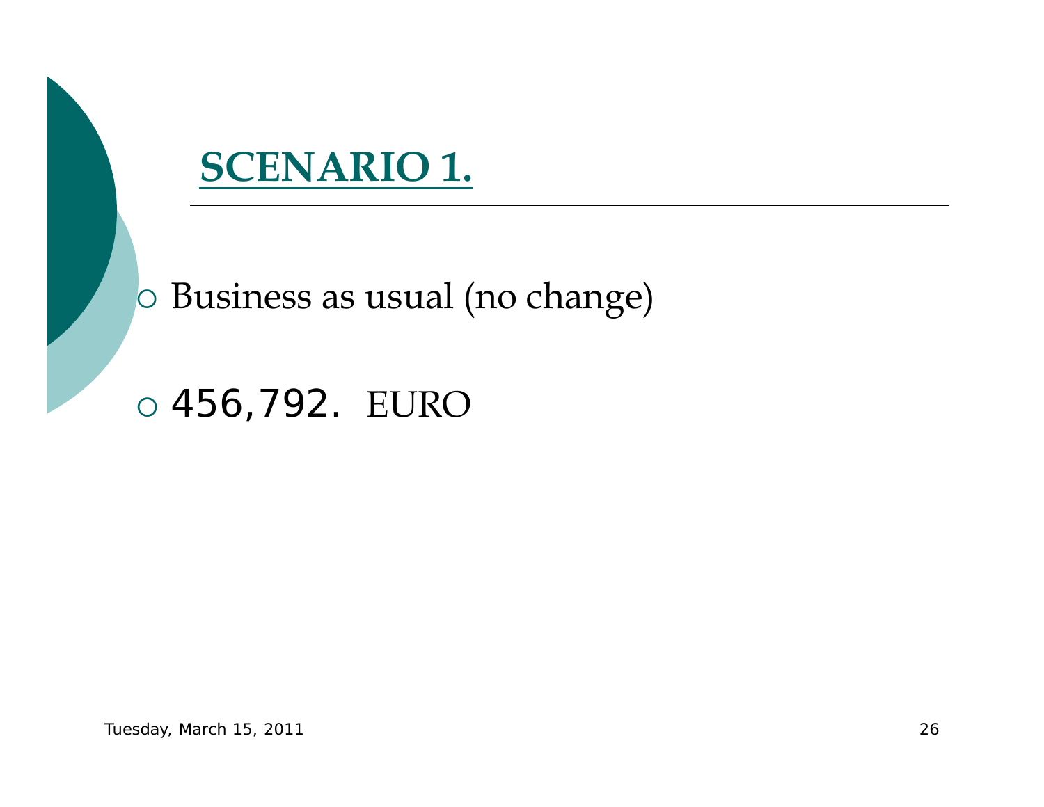# **SCENARIO 1.**

- Business as usual (no change)
- 456,792. EURO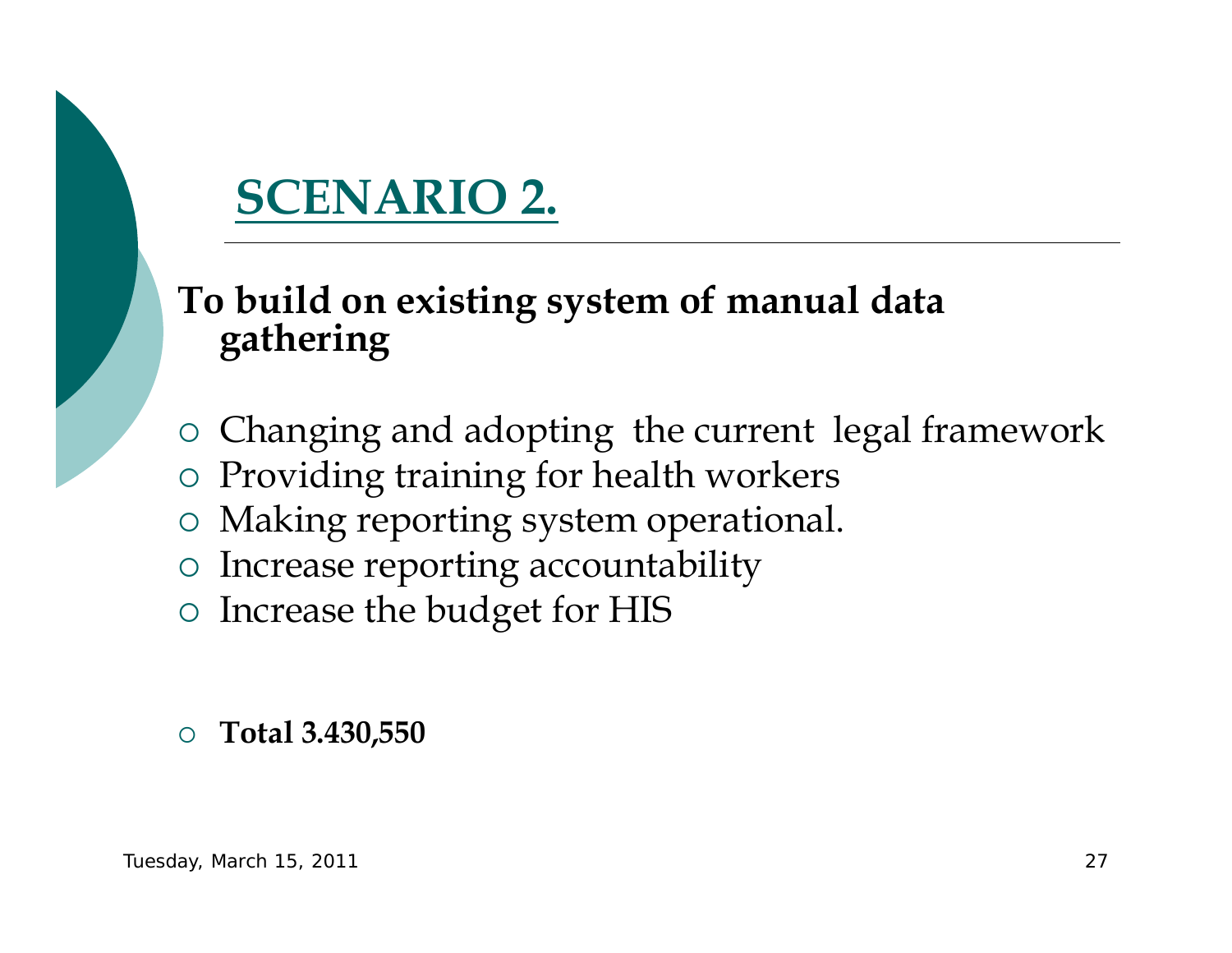# SCENARIO 2.

**To build on existing system of manual data gathering**

- Changing and adopting the current legal framework
- Providing training for health workers
- Making reporting system operational.
- Increase reporting accountability
- Increase the budget for HIS

- **Total 3.430,550**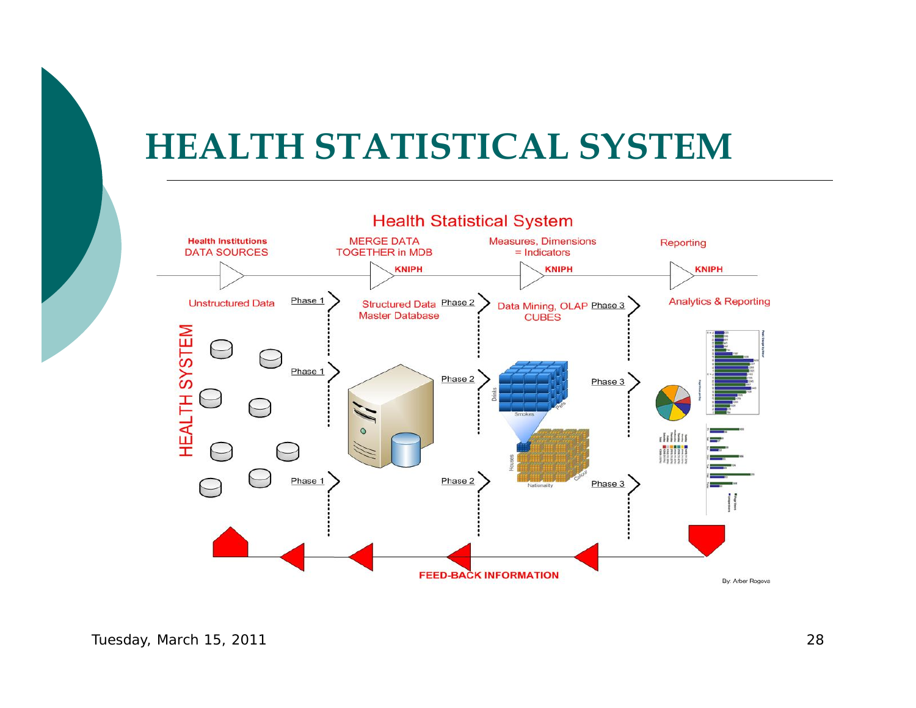# HEALTH STATISTICAL SYSTEM

Health Statistical System

| Health Institutions DATA SOURCES | MERGE DATA TOGETHER in MDB | Measures, Dimensions = Indicators | Reporting |
| --- | --- | --- | --- |
| | KNIPH | KNIPH | KNIPH |
| Unstructured Data | Structured Data Master Database | Data Mining, OLAP CUBES | Analytics & Reporting |

HEALTH SYSTEM

Phase 1 → Phase 2 → Phase 3

FEED-BACK INFORMATION

By: Arber Rogova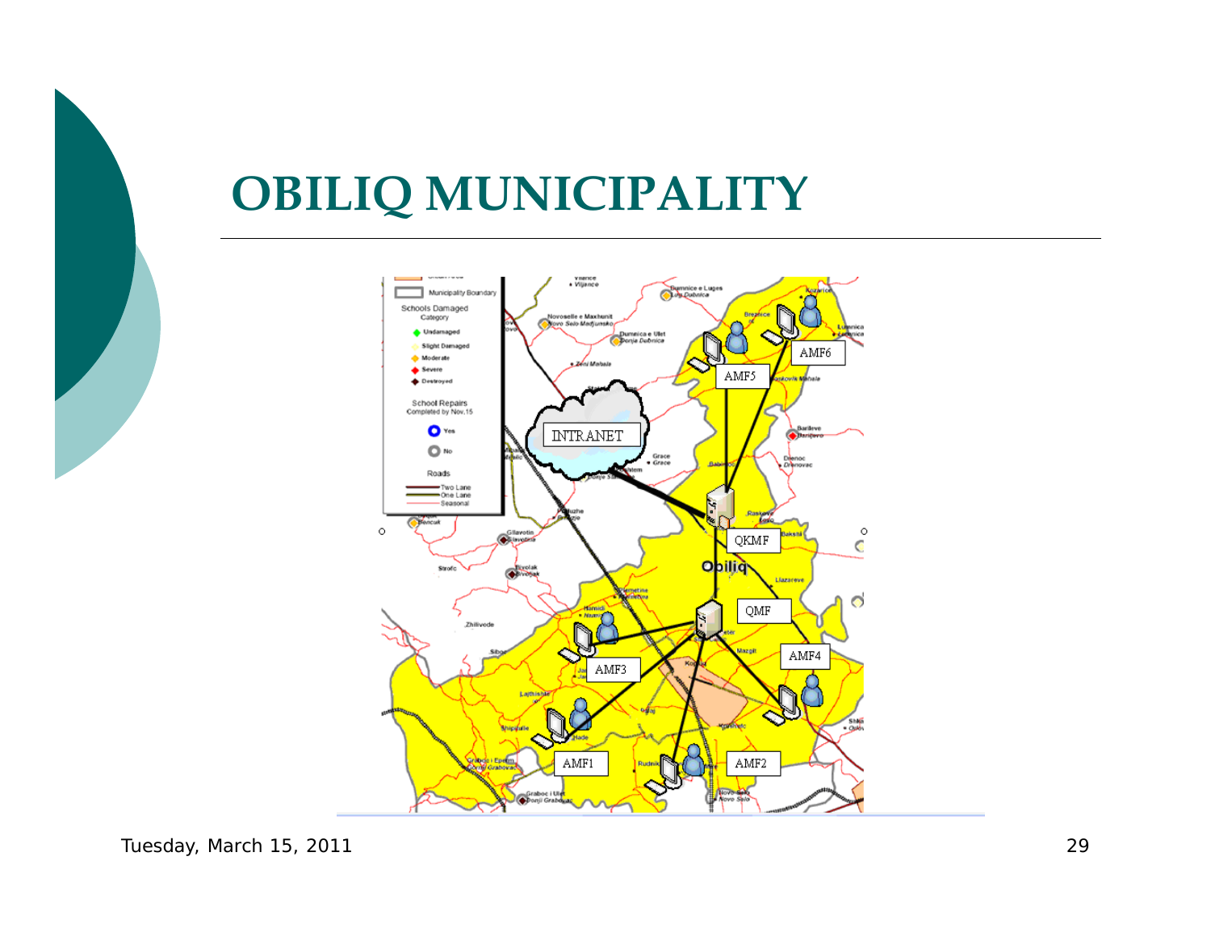# OBILIQ MUNICIPALITY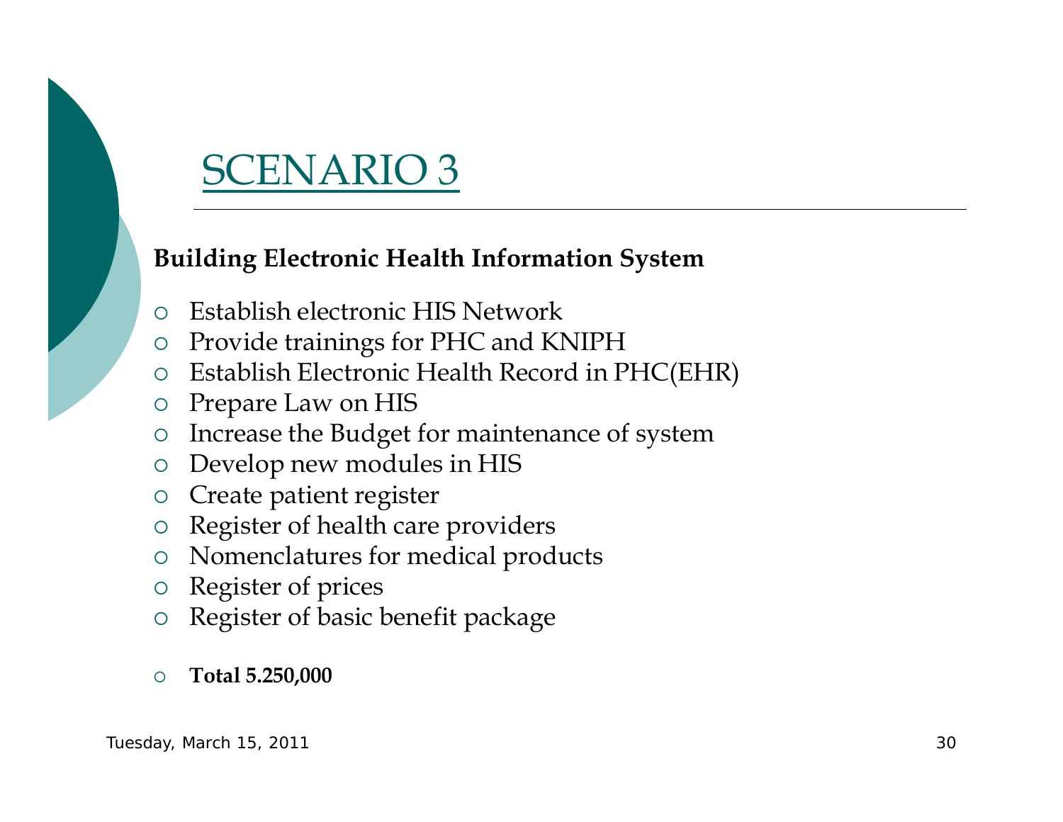# SCENARIO 3

**Building Electronic Health Information System**

- Establish electronic HIS Network
- Provide trainings for PHC and KNIPH
- Establish Electronic Health Record in PHC(EHR)
- Prepare Law on HIS
- Increase the Budget for maintenance of system
- Develop new modules in HIS
- Create patient register
- Register of health care providers
- Nomenclatures for medical products
- Register of prices
- Register of basic benefit package

- **Total 5.250,000**

Tuesday, March 15, 2011